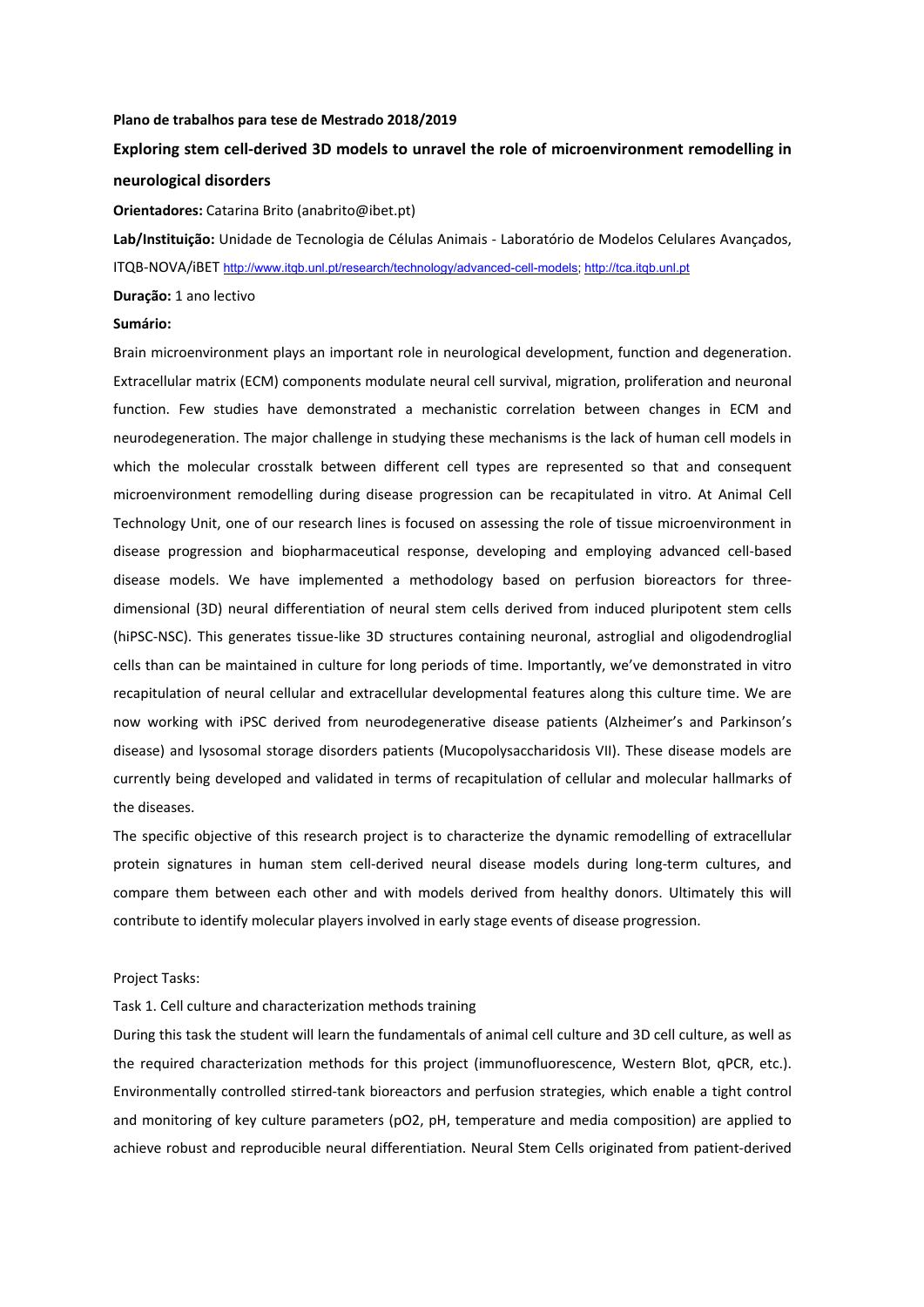**Plano de trabalhos para tese de Mestrado 2018/2019**

## Exploring stem cell-derived 3D models to unravel the role of microenvironment remodelling in neurological disorders

**Orientadores:** Catarina Brito (anabrito@ibet.pt)

**Lab/Instituição:** Unidade de Tecnologia de Células Animais - Laboratório de Modelos Celulares Avançados, ITQB-NOVA/iBET http://www.itqb.unl.pt/research/technology/advanced-cell-models; http://tca.itqb.unl.pt

**Duração:** 1 ano lectivo

**Sumário:**

Brain microenvironment plays an important role in neurological development, function and degeneration. Extracellular matrix (ECM) components modulate neural cell survival, migration, proliferation and neuronal function. Few studies have demonstrated a mechanistic correlation between changes in ECM and neurodegeneration. The major challenge in studying these mechanisms is the lack of human cell models in which the molecular crosstalk between different cell types are represented so that and consequent microenvironment remodelling during disease progression can be recapitulated in vitro. At Animal Cell Technology Unit, one of our research lines is focused on assessing the role of tissue microenvironment in disease progression and biopharmaceutical response, developing and employing advanced cell-based disease models. We have implemented a methodology based on perfusion bioreactors for three-dimensional (3D) neural differentiation of neural stem cells derived from induced pluripotent stem cells (hiPSC-NSC). This generates tissue-like 3D structures containing neuronal, astroglial and oligodendroglial cells than can be maintained in culture for long periods of time. Importantly, we've demonstrated in vitro recapitulation of neural cellular and extracellular developmental features along this culture time. We are now working with iPSC derived from neurodegenerative disease patients (Alzheimer's and Parkinson's disease) and lysosomal storage disorders patients (Mucopolysaccharidosis VII). These disease models are currently being developed and validated in terms of recapitulation of cellular and molecular hallmarks of the diseases.

The specific objective of this research project is to characterize the dynamic remodelling of extracellular protein signatures in human stem cell-derived neural disease models during long-term cultures, and compare them between each other and with models derived from healthy donors. Ultimately this will contribute to identify molecular players involved in early stage events of disease progression.

Project Tasks:

Task 1. Cell culture and characterization methods training

During this task the student will learn the fundamentals of animal cell culture and 3D cell culture, as well as the required characterization methods for this project (immunofluorescence, Western Blot, qPCR, etc.). Environmentally controlled stirred-tank bioreactors and perfusion strategies, which enable a tight control and monitoring of key culture parameters ($pO_2$, pH, temperature and media composition) are applied to achieve robust and reproducible neural differentiation. Neural Stem Cells originated from patient-derived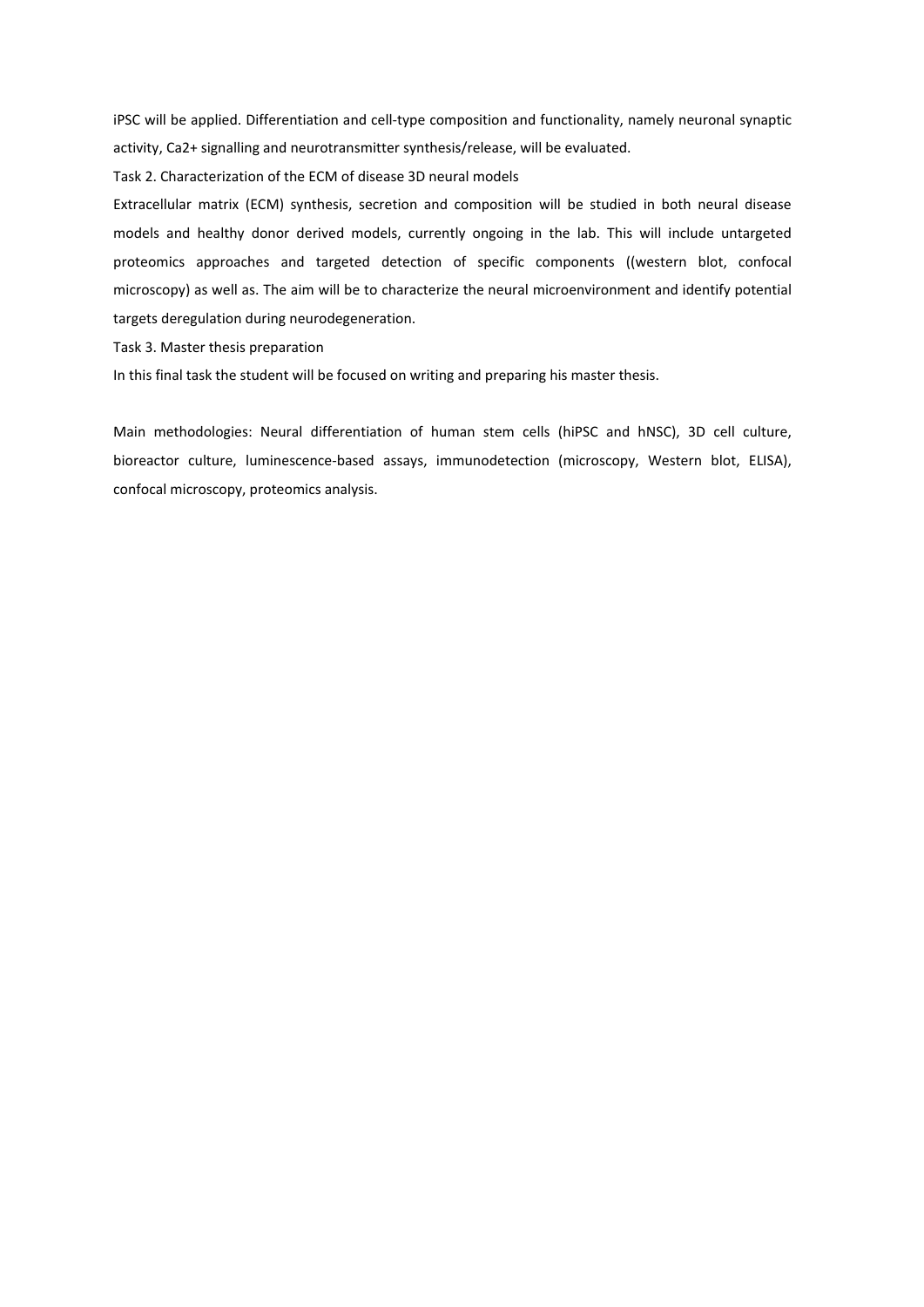iPSC will be applied. Differentiation and cell-type composition and functionality, namely neuronal synaptic activity, Ca2+ signalling and neurotransmitter synthesis/release, will be evaluated.

Task 2. Characterization of the ECM of disease 3D neural models

Extracellular matrix (ECM) synthesis, secretion and composition will be studied in both neural disease models and healthy donor derived models, currently ongoing in the lab. This will include untargeted proteomics approaches and targeted detection of specific components ((western blot, confocal microscopy) as well as. The aim will be to characterize the neural microenvironment and identify potential targets deregulation during neurodegeneration.

Task 3. Master thesis preparation

In this final task the student will be focused on writing and preparing his master thesis.

Main methodologies: Neural differentiation of human stem cells (hiPSC and hNSC), 3D cell culture, bioreactor culture, luminescence-based assays, immunodetection (microscopy, Western blot, ELISA), confocal microscopy, proteomics analysis.